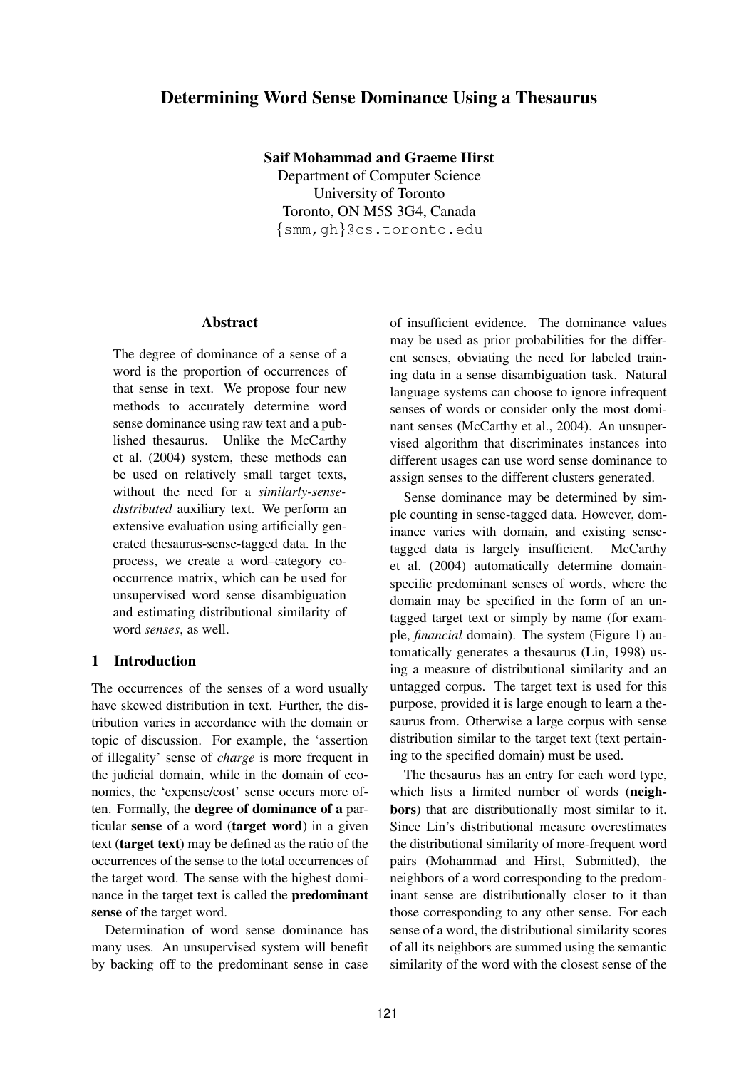# Determining Word Sense Dominance Using a Thesaurus

**Saif Mohammad and Graeme Hirst**
Department of Computer Science
University of Toronto
Toronto, ON M5S 3G4, Canada
{smm,gh}@cs.toronto.edu

## Abstract

The degree of dominance of a sense of a word is the proportion of occurrences of that sense in text. We propose four new methods to accurately determine word sense dominance using raw text and a published thesaurus. Unlike the McCarthy et al. (2004) system, these methods can be used on relatively small target texts, without the need for a *similarly-sense-distributed* auxiliary text. We perform an extensive evaluation using artificially generated thesaurus-sense-tagged data. In the process, we create a word–category co-occurrence matrix, which can be used for unsupervised word sense disambiguation and estimating distributional similarity of word *senses*, as well.

## 1 Introduction

The occurrences of the senses of a word usually have skewed distribution in text. Further, the distribution varies in accordance with the domain or topic of discussion. For example, the 'assertion of illegality' sense of *charge* is more frequent in the judicial domain, while in the domain of economics, the 'expense/cost' sense occurs more often. Formally, the **degree of dominance of a** particular **sense** of a word (**target word**) in a given text (**target text**) may be defined as the ratio of the occurrences of the sense to the total occurrences of the target word. The sense with the highest dominance in the target text is called the **predominant sense** of the target word.

Determination of word sense dominance has many uses. An unsupervised system will benefit by backing off to the predominant sense in case of insufficient evidence. The dominance values may be used as prior probabilities for the different senses, obviating the need for labeled training data in a sense disambiguation task. Natural language systems can choose to ignore infrequent senses of words or consider only the most dominant senses (McCarthy et al., 2004). An unsupervised algorithm that discriminates instances into different usages can use word sense dominance to assign senses to the different clusters generated.

Sense dominance may be determined by simple counting in sense-tagged data. However, dominance varies with domain, and existing sense-tagged data is largely insufficient. McCarthy et al. (2004) automatically determine domain-specific predominant senses of words, where the domain may be specified in the form of an untagged target text or simply by name (for example, *financial* domain). The system (Figure 1) automatically generates a thesaurus (Lin, 1998) using a measure of distributional similarity and an untagged corpus. The target text is used for this purpose, provided it is large enough to learn a thesaurus from. Otherwise a large corpus with sense distribution similar to the target text (text pertaining to the specified domain) must be used.

The thesaurus has an entry for each word type, which lists a limited number of words (**neighbors**) that are distributionally most similar to it. Since Lin's distributional measure overestimates the distributional similarity of more-frequent word pairs (Mohammad and Hirst, Submitted), the neighbors of a word corresponding to the predominant sense are distributionally closer to it than those corresponding to any other sense. For each sense of a word, the distributional similarity scores of all its neighbors are summed using the semantic similarity of the word with the closest sense of the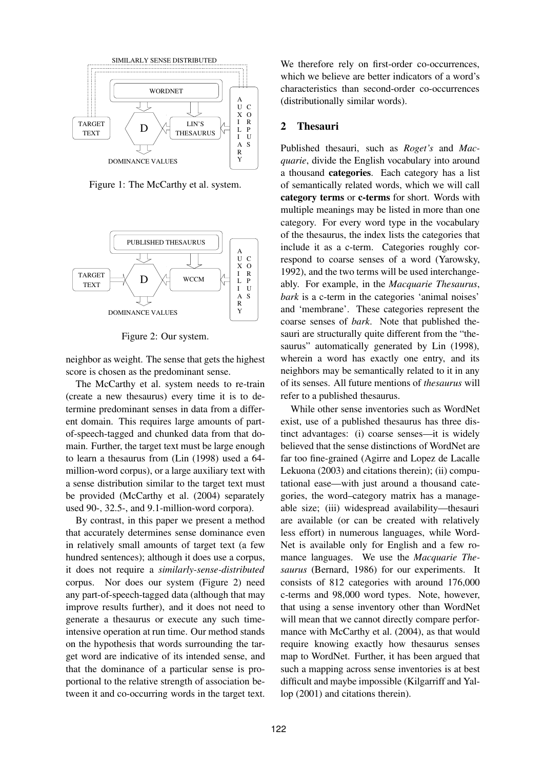Figure 1: The McCarthy et al. system.

Figure 2: Our system.

neighbor as weight. The sense that gets the highest score is chosen as the predominant sense.

The McCarthy et al. system needs to re-train (create a new thesaurus) every time it is to determine predominant senses in data from a different domain. This requires large amounts of part-of-speech-tagged and chunked data from that domain. Further, the target text must be large enough to learn a thesaurus from (Lin (1998) used a 64-million-word corpus), or a large auxiliary text with a sense distribution similar to the target text must be provided (McCarthy et al. (2004) separately used 90-, 32.5-, and 9.1-million-word corpora).

By contrast, in this paper we present a method that accurately determines sense dominance even in relatively small amounts of target text (a few hundred sentences); although it does use a corpus, it does not require a *similarly-sense-distributed* corpus. Nor does our system (Figure 2) need any part-of-speech-tagged data (although that may improve results further), and it does not need to generate a thesaurus or execute any such time-intensive operation at run time. Our method stands on the hypothesis that words surrounding the target word are indicative of its intended sense, and that the dominance of a particular sense is proportional to the relative strength of association between it and co-occurring words in the target text. We therefore rely on first-order co-occurrences, which we believe are better indicators of a word's characteristics than second-order co-occurrences (distributionally similar words).

## 2 Thesauri

Published thesauri, such as *Roget's* and *Macquarie*, divide the English vocabulary into around a thousand **categories**. Each category has a list of semantically related words, which we will call **category terms** or **c-terms** for short. Words with multiple meanings may be listed in more than one category. For every word type in the vocabulary of the thesaurus, the index lists the categories that include it as a c-term. Categories roughly correspond to coarse senses of a word (Yarowsky, 1992), and the two terms will be used interchangeably. For example, in the *Macquarie Thesaurus*, *bark* is a c-term in the categories 'animal noises' and 'membrane'. These categories represent the coarse senses of *bark*. Note that published thesauri are structurally quite different from the "thesaurus" automatically generated by Lin (1998), wherein a word has exactly one entry, and its neighbors may be semantically related to it in any of its senses. All future mentions of *thesaurus* will refer to a published thesaurus.

While other sense inventories such as WordNet exist, use of a published thesaurus has three distinct advantages: (i) coarse senses—it is widely believed that the sense distinctions of WordNet are far too fine-grained (Agirre and Lopez de Lacalle Lekuona (2003) and citations therein); (ii) computational ease—with just around a thousand categories, the word–category matrix has a manageable size; (iii) widespread availability—thesauri are available (or can be created with relatively less effort) in numerous languages, while WordNet is available only for English and a few romance languages. We use the *Macquarie Thesaurus* (Bernard, 1986) for our experiments. It consists of 812 categories with around 176,000 c-terms and 98,000 word types. Note, however, that using a sense inventory other than WordNet will mean that we cannot directly compare performance with McCarthy et al. (2004), as that would require knowing exactly how thesaurus senses map to WordNet. Further, it has been argued that such a mapping across sense inventories is at best difficult and maybe impossible (Kilgarriff and Yallop (2001) and citations therein).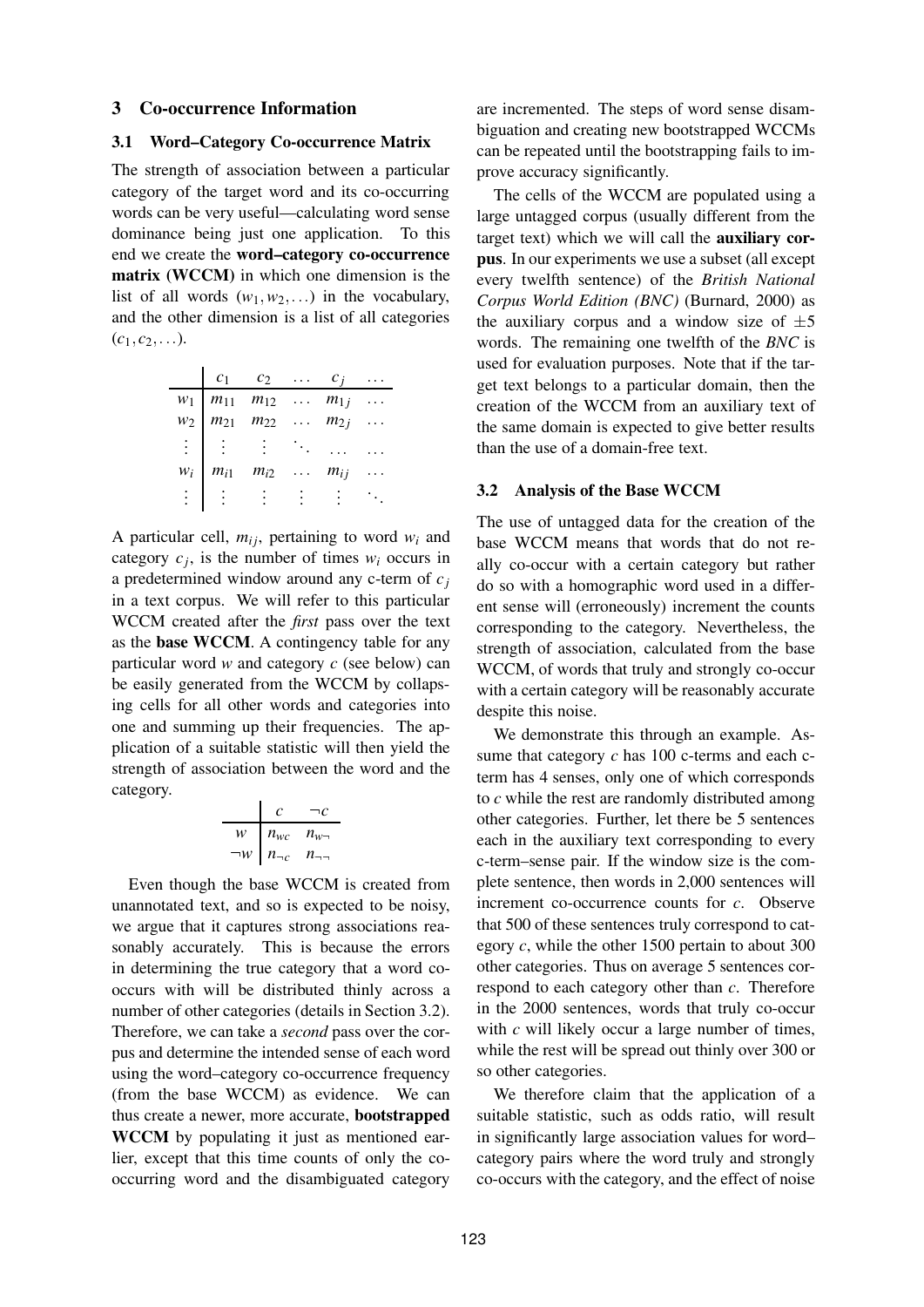## 3 Co-occurrence Information

### 3.1 Word–Category Co-occurrence Matrix

The strength of association between a particular category of the target word and its co-occurring words can be very useful—calculating word sense dominance being just one application. To this end we create the **word–category co-occurrence matrix (WCCM)** in which one dimension is the list of all words $(w_1, w_2, \ldots)$ in the vocabulary, and the other dimension is a list of all categories $(c_1, c_2, \ldots)$.

| | $c_1$ | $c_2$ | $\ldots$ | $c_j$ | $\ldots$ |
|---|---|---|---|---|---|
| $w_1$ | $m_{11}$ | $m_{12}$ | $\ldots$ | $m_{1j}$ | $\ldots$ |
| $w_2$ | $m_{21}$ | $m_{22}$ | $\ldots$ | $m_{2j}$ | $\ldots$ |
| $\vdots$ | $\vdots$ | $\vdots$ | $\ddots$ | $\ldots$ | $\ldots$ |
| $w_i$ | $m_{i1}$ | $m_{i2}$ | $\ldots$ | $m_{ij}$ | $\ldots$ |
| $\vdots$ | $\vdots$ | $\vdots$ | $\vdots$ | $\vdots$ | $\ddots$ |

A particular cell, $m_{ij}$, pertaining to word $w_i$ and category $c_j$, is the number of times $w_i$ occurs in a predetermined window around any c-term of $c_j$ in a text corpus. We will refer to this particular WCCM created after the *first* pass over the text as the **base WCCM**. A contingency table for any particular word $w$ and category $c$ (see below) can be easily generated from the WCCM by collapsing cells for all other words and categories into one and summing up their frequencies. The application of a suitable statistic will then yield the strength of association between the word and the category.

| | $c$ | $\neg c$ |
|---|---|---|
| $w$ | $n_{wc}$ | $n_{w\neg}$ |
| $\neg w$ | $n_{\neg c}$ | $n_{\neg\neg}$ |

Even though the base WCCM is created from unannotated text, and so is expected to be noisy, we argue that it captures strong associations reasonably accurately. This is because the errors in determining the true category that a word co-occurs with will be distributed thinly across a number of other categories (details in Section 3.2). Therefore, we can take a *second* pass over the corpus and determine the intended sense of each word using the word–category co-occurrence frequency (from the base WCCM) as evidence. We can thus create a newer, more accurate, **bootstrapped WCCM** by populating it just as mentioned earlier, except that this time counts of only the co-occurring word and the disambiguated category are incremented. The steps of word sense disambiguation and creating new bootstrapped WCCMs can be repeated until the bootstrapping fails to improve accuracy significantly.

The cells of the WCCM are populated using a large untagged corpus (usually different from the target text) which we will call the **auxiliary corpus**. In our experiments we use a subset (all except every twelfth sentence) of the *British National Corpus World Edition (BNC)* (Burnard, 2000) as the auxiliary corpus and a window size of $\pm 5$ words. The remaining one twelfth of the *BNC* is used for evaluation purposes. Note that if the target text belongs to a particular domain, then the creation of the WCCM from an auxiliary text of the same domain is expected to give better results than the use of a domain-free text.

### 3.2 Analysis of the Base WCCM

The use of untagged data for the creation of the base WCCM means that words that do not really co-occur with a certain category but rather do so with a homographic word used in a different sense will (erroneously) increment the counts corresponding to the category. Nevertheless, the strength of association, calculated from the base WCCM, of words that truly and strongly co-occur with a certain category will be reasonably accurate despite this noise.

We demonstrate this through an example. Assume that category $c$ has 100 c-terms and each c-term has 4 senses, only one of which corresponds to $c$ while the rest are randomly distributed among other categories. Further, let there be 5 sentences each in the auxiliary text corresponding to every c-term–sense pair. If the window size is the complete sentence, then words in 2,000 sentences will increment co-occurrence counts for $c$. Observe that 500 of these sentences truly correspond to category $c$, while the other 1500 pertain to about 300 other categories. Thus on average 5 sentences correspond to each category other than $c$. Therefore in the 2000 sentences, words that truly co-occur with $c$ will likely occur a large number of times, while the rest will be spread out thinly over 300 or so other categories.

We therefore claim that the application of a suitable statistic, such as odds ratio, will result in significantly large association values for word–category pairs where the word truly and strongly co-occurs with the category, and the effect of noise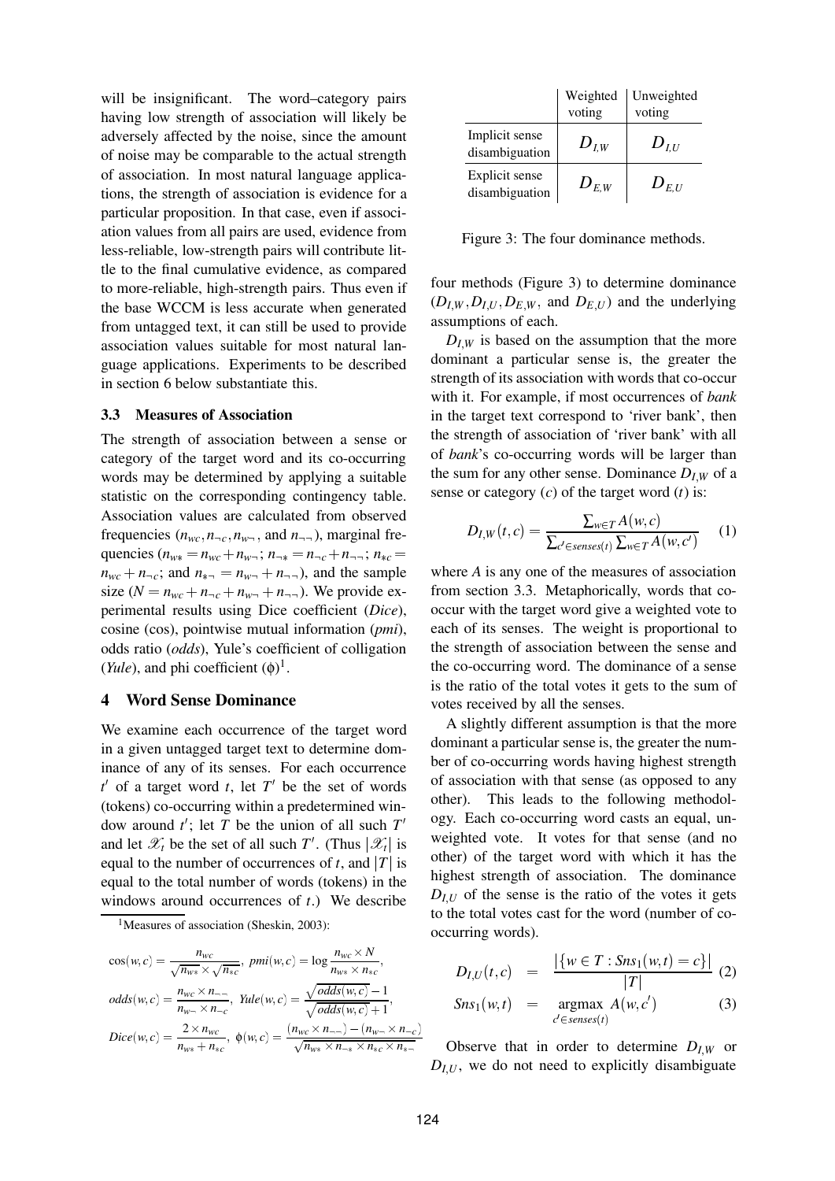will be insignificant. The word–category pairs having low strength of association will likely be adversely affected by the noise, since the amount of noise may be comparable to the actual strength of association. In most natural language applications, the strength of association is evidence for a particular proposition. In that case, even if association values from all pairs are used, evidence from less-reliable, low-strength pairs will contribute little to the final cumulative evidence, as compared to more-reliable, high-strength pairs. Thus even if the base WCCM is less accurate when generated from untagged text, it can still be used to provide association values suitable for most natural language applications. Experiments to be described in section 6 below substantiate this.

### 3.3 Measures of Association

The strength of association between a sense or category of the target word and its co-occurring words may be determined by applying a suitable statistic on the corresponding contingency table. Association values are calculated from observed frequencies ($n_{wc}, n_{\neg c}, n_{w\neg}$, and $n_{\neg\neg}$), marginal frequencies ($n_{w*} = n_{wc} + n_{w\neg}$; $n_{\neg *} = n_{\neg c} + n_{\neg\neg}$; $n_{*c} = n_{wc} + n_{\neg c}$; and $n_{*\neg} = n_{w\neg} + n_{\neg\neg}$), and the sample size ($N = n_{wc} + n_{\neg c} + n_{w\neg} + n_{\neg\neg}$). We provide experimental results using Dice coefficient (*Dice*), cosine (cos), pointwise mutual information (*pmi*), odds ratio (*odds*), Yule's coefficient of colligation (*Yule*), and phi coefficient ($\phi$)[1].

## 4 Word Sense Dominance

We examine each occurrence of the target word in a given untagged target text to determine dominance of any of its senses. For each occurrence $t'$ of a target word $t$, let $T'$ be the set of words (tokens) co-occurring within a predetermined window around $t'$; let $T$ be the union of all such $T'$ and let $\mathscr{X}_t$ be the set of all such $T'$. (Thus $|\mathscr{X}_t|$ is equal to the number of occurrences of $t$, and $|T|$ is equal to the total number of words (tokens) in the windows around occurrences of $t$.) We describe four methods (Figure 3) to determine dominance ($D_{I,W}, D_{I,U}, D_{E,W}$, and $D_{E,U}$) and the underlying assumptions of each.

[1]Measures of association (Sheskin, 2003):

$$\cos(w,c) = \frac{n_{wc}}{\sqrt{n_{w*}} \times \sqrt{n_{*c}}}, \; pmi(w,c) = \log \frac{n_{wc} \times N}{n_{w*} \times n_{*c}},$$

$$odds(w,c) = \frac{n_{wc} \times n_{\neg\neg}}{n_{w\neg} \times n_{\neg c}}, \; Yule(w,c) = \frac{\sqrt{odds(w,c)} - 1}{\sqrt{odds(w,c)} + 1},$$

$$Dice(w,c) = \frac{2 \times n_{wc}}{n_{w*} + n_{*c}}, \; \phi(w,c) = \frac{(n_{wc} \times n_{\neg\neg}) - (n_{w\neg} \times n_{\neg c})}{\sqrt{n_{w*} \times n_{\neg *} \times n_{*c} \times n_{*\neg}}}$$

| | Weighted voting | Unweighted voting |
|---|---|---|
| Implicit sense disambiguation | $D_{I,W}$ | $D_{I,U}$ |
| Explicit sense disambiguation | $D_{E,W}$ | $D_{E,U}$ |

Figure 3: The four dominance methods.

$D_{I,W}$ is based on the assumption that the more dominant a particular sense is, the greater the strength of its association with words that co-occur with it. For example, if most occurrences of *bank* in the target text correspond to 'river bank', then the strength of association of 'river bank' with all of *bank*'s co-occurring words will be larger than the sum for any other sense. Dominance $D_{I,W}$ of a sense or category ($c$) of the target word ($t$) is:

$$D_{I,W}(t,c) = \frac{\sum_{w \in T} A(w,c)}{\sum_{c' \in senses(t)} \sum_{w \in T} A(w,c')} \quad (1)$$

where $A$ is any one of the measures of association from section 3.3. Metaphorically, words that co-occur with the target word give a weighted vote to each of its senses. The weight is proportional to the strength of association between the sense and the co-occurring word. The dominance of a sense is the ratio of the total votes it gets to the sum of votes received by all the senses.

A slightly different assumption is that the more dominant a particular sense is, the greater the number of co-occurring words having highest strength of association with that sense (as opposed to any other). This leads to the following methodology. Each co-occurring word casts an equal, unweighted vote. It votes for that sense (and no other) of the target word with which it has the highest strength of association. The dominance $D_{I,U}$ of the sense is the ratio of the votes it gets to the total votes cast for the word (number of co-occurring words).

$$D_{I,U}(t,c) = \frac{|\{w \in T : Sns_1(w,t) = c\}|}{|T|} \quad (2)$$

$$Sns_1(w,t) = \operatorname*{argmax}_{c' \in senses(t)} A(w,c') \quad (3)$$

Observe that in order to determine $D_{I,W}$ or $D_{I,U}$, we do not need to explicitly disambiguate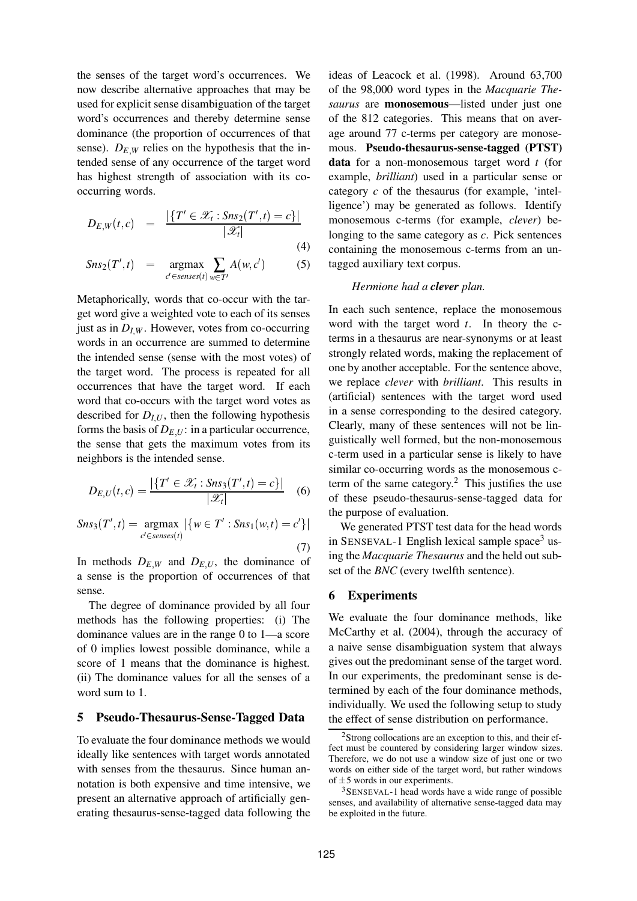the senses of the target word's occurrences. We now describe alternative approaches that may be used for explicit sense disambiguation of the target word's occurrences and thereby determine sense dominance (the proportion of occurrences of that sense). $D_{E,W}$ relies on the hypothesis that the intended sense of any occurrence of the target word has highest strength of association with its co-occurring words.

$$D_{E,W}(t,c) = \frac{|\{T' \in \mathscr{X}_t : Sns_2(T',t) = c\}|}{|\mathscr{X}_t|} \tag{4}$$

$$Sns_2(T',t) = \underset{c' \in senses(t)}{\operatorname{argmax}} \sum_{w \in T'} A(w,c') \tag{5}$$

Metaphorically, words that co-occur with the target word give a weighted vote to each of its senses just as in $D_{I,W}$. However, votes from co-occurring words in an occurrence are summed to determine the intended sense (sense with the most votes) of the target word. The process is repeated for all occurrences that have the target word. If each word that co-occurs with the target word votes as described for $D_{I,U}$, then the following hypothesis forms the basis of $D_{E,U}$: in a particular occurrence, the sense that gets the maximum votes from its neighbors is the intended sense.

$$D_{E,U}(t,c) = \frac{|\{T' \in \mathscr{X}_t : Sns_3(T',t) = c\}|}{|\mathscr{X}_t|} \tag{6}$$

$$Sns_3(T',t) = \underset{c' \in senses(t)}{\operatorname{argmax}} |\{w \in T' : Sns_1(w,t) = c'\}| \tag{7}$$

In methods $D_{E,W}$ and $D_{E,U}$, the dominance of a sense is the proportion of occurrences of that sense.

The degree of dominance provided by all four methods has the following properties: (i) The dominance values are in the range 0 to 1—a score of 0 implies lowest possible dominance, while a score of 1 means that the dominance is highest. (ii) The dominance values for all the senses of a word sum to 1.

## 5 Pseudo-Thesaurus-Sense-Tagged Data

To evaluate the four dominance methods we would ideally like sentences with target words annotated with senses from the thesaurus. Since human annotation is both expensive and time intensive, we present an alternative approach of artificially generating thesaurus-sense-tagged data following the ideas of Leacock et al. (1998). Around 63,700 of the 98,000 word types in the *Macquarie Thesaurus* are **monosemous**—listed under just one of the 812 categories. This means that on average around 77 c-terms per category are monosemous. **Pseudo-thesaurus-sense-tagged (PTST) data** for a non-monosemous target word $t$ (for example, *brilliant*) used in a particular sense or category $c$ of the thesaurus (for example, 'intelligence') may be generated as follows. Identify monosemous c-terms (for example, *clever*) belonging to the same category as $c$. Pick sentences containing the monosemous c-terms from an untagged auxiliary text corpus.

*Hermione had a **clever** plan.*

In each such sentence, replace the monosemous word with the target word $t$. In theory the c-terms in a thesaurus are near-synonyms or at least strongly related words, making the replacement of one by another acceptable. For the sentence above, we replace *clever* with *brilliant*. This results in (artificial) sentences with the target word used in a sense corresponding to the desired category. Clearly, many of these sentences will not be linguistically well formed, but the non-monosemous c-term used in a particular sense is likely to have similar co-occurring words as the monosemous c-term of the same category.[2] This justifies the use of these pseudo-thesaurus-sense-tagged data for the purpose of evaluation.

We generated PTST test data for the head words in SENSEVAL-1 English lexical sample space[3] using the *Macquarie Thesaurus* and the held out subset of the *BNC* (every twelfth sentence).

## 6 Experiments

We evaluate the four dominance methods, like McCarthy et al. (2004), through the accuracy of a naive sense disambiguation system that always gives out the predominant sense of the target word. In our experiments, the predominant sense is determined by each of the four dominance methods, individually. We used the following setup to study the effect of sense distribution on performance.

[2] Strong collocations are an exception to this, and their effect must be countered by considering larger window sizes. Therefore, we do not use a window size of just one or two words on either side of the target word, but rather windows of $\pm 5$ words in our experiments.

[3] SENSEVAL-1 head words have a wide range of possible senses, and availability of alternative sense-tagged data may be exploited in the future.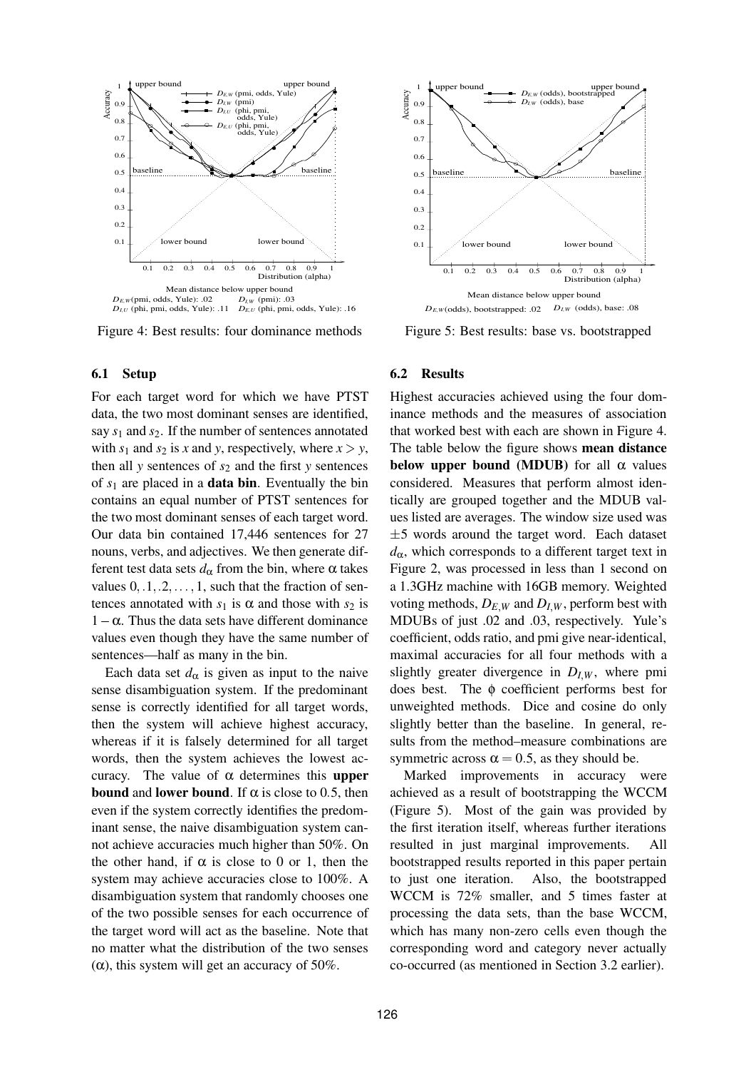Mean distance below upper bound
$D_{E,W}$(pmi, odds, Yule): .02 $D_{I,W}$ (pmi): .03
$D_{I,U}$ (phi, pmi, odds, Yule): .11 $D_{E,U}$ (phi, pmi, odds, Yule): .16

Figure 4: Best results: four dominance methods

Mean distance below upper bound
$D_{E,W}$(odds), bootstrapped: .02 $D_{I,W}$ (odds), base: .08

Figure 5: Best results: base vs. bootstrapped

### 6.1 Setup

For each target word for which we have PTST data, the two most dominant senses are identified, say $s_1$ and $s_2$. If the number of sentences annotated with $s_1$ and $s_2$ is $x$ and $y$, respectively, where $x > y$, then all $y$ sentences of $s_2$ and the first $y$ sentences of $s_1$ are placed in a **data bin**. Eventually the bin contains an equal number of PTST sentences for the two most dominant senses of each target word. Our data bin contained 17,446 sentences for 27 nouns, verbs, and adjectives. We then generate different test data sets $d_\alpha$ from the bin, where $\alpha$ takes values $0, .1, .2, \ldots, 1$, such that the fraction of sentences annotated with $s_1$ is $\alpha$ and those with $s_2$ is $1 - \alpha$. Thus the data sets have different dominance values even though they have the same number of sentences—half as many in the bin.

Each data set $d_\alpha$ is given as input to the naive sense disambiguation system. If the predominant sense is correctly identified for all target words, then the system will achieve highest accuracy, whereas if it is falsely determined for all target words, then the system achieves the lowest accuracy. The value of $\alpha$ determines this **upper bound** and **lower bound**. If $\alpha$ is close to 0.5, then even if the system correctly identifies the predominant sense, the naive disambiguation system cannot achieve accuracies much higher than 50%. On the other hand, if $\alpha$ is close to 0 or 1, then the system may achieve accuracies close to 100%. A disambiguation system that randomly chooses one of the two possible senses for each occurrence of the target word will act as the baseline. Note that no matter what the distribution of the two senses ($\alpha$), this system will get an accuracy of 50%.

### 6.2 Results

Highest accuracies achieved using the four dominance methods and the measures of association that worked best with each are shown in Figure 4. The table below the figure shows **mean distance below upper bound (MDUB)** for all $\alpha$ values considered. Measures that perform almost identically are grouped together and the MDUB values listed are averages. The window size used was $\pm 5$ words around the target word. Each dataset $d_\alpha$, which corresponds to a different target text in Figure 2, was processed in less than 1 second on a 1.3GHz machine with 16GB memory. Weighted voting methods, $D_{E,W}$ and $D_{I,W}$, perform best with MDUBs of just .02 and .03, respectively. Yule's coefficient, odds ratio, and pmi give near-identical, maximal accuracies for all four methods with a slightly greater divergence in $D_{I,W}$, where pmi does best. The $\phi$ coefficient performs best for unweighted methods. Dice and cosine do only slightly better than the baseline. In general, results from the method–measure combinations are symmetric across $\alpha = 0.5$, as they should be.

Marked improvements in accuracy were achieved as a result of bootstrapping the WCCM (Figure 5). Most of the gain was provided by the first iteration itself, whereas further iterations resulted in just marginal improvements. All bootstrapped results reported in this paper pertain to just one iteration. Also, the bootstrapped WCCM is 72% smaller, and 5 times faster at processing the data sets, than the base WCCM, which has many non-zero cells even though the corresponding word and category never actually co-occurred (as mentioned in Section 3.2 earlier).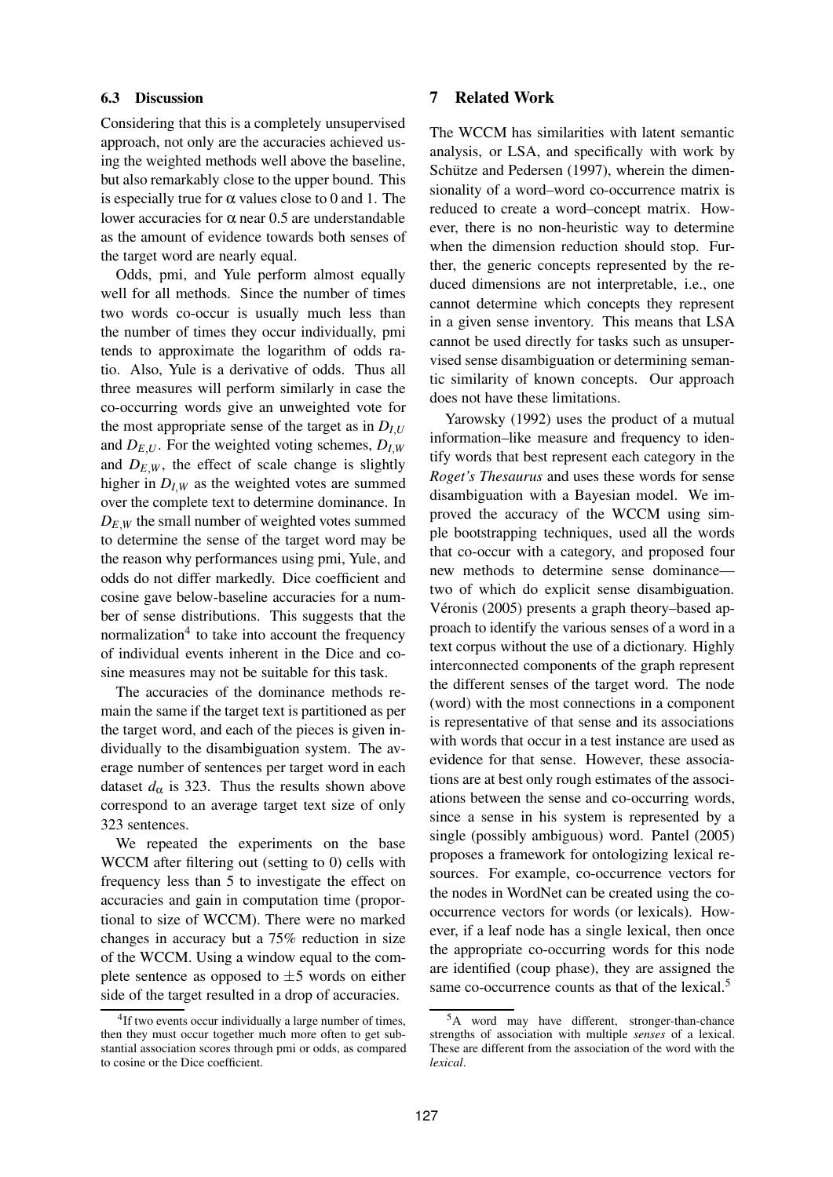### 6.3 Discussion

Considering that this is a completely unsupervised approach, not only are the accuracies achieved using the weighted methods well above the baseline, but also remarkably close to the upper bound. This is especially true for $\alpha$ values close to 0 and 1. The lower accuracies for $\alpha$ near 0.5 are understandable as the amount of evidence towards both senses of the target word are nearly equal.

Odds, pmi, and Yule perform almost equally well for all methods. Since the number of times two words co-occur is usually much less than the number of times they occur individually, pmi tends to approximate the logarithm of odds ratio. Also, Yule is a derivative of odds. Thus all three measures will perform similarly in case the co-occurring words give an unweighted vote for the most appropriate sense of the target as in $D_{I,U}$ and $D_{E,U}$. For the weighted voting schemes, $D_{I,W}$ and $D_{E,W}$, the effect of scale change is slightly higher in $D_{I,W}$ as the weighted votes are summed over the complete text to determine dominance. In $D_{E,W}$ the small number of weighted votes summed to determine the sense of the target word may be the reason why performances using pmi, Yule, and odds do not differ markedly. Dice coefficient and cosine gave below-baseline accuracies for a number of sense distributions. This suggests that the normalization[4] to take into account the frequency of individual events inherent in the Dice and cosine measures may not be suitable for this task.

The accuracies of the dominance methods remain the same if the target text is partitioned as per the target word, and each of the pieces is given individually to the disambiguation system. The average number of sentences per target word in each dataset $d_\alpha$ is 323. Thus the results shown above correspond to an average target text size of only 323 sentences.

We repeated the experiments on the base WCCM after filtering out (setting to 0) cells with frequency less than 5 to investigate the effect on accuracies and gain in computation time (proportional to size of WCCM). There were no marked changes in accuracy but a 75% reduction in size of the WCCM. Using a window equal to the complete sentence as opposed to $\pm 5$ words on either side of the target resulted in a drop of accuracies.

## 7 Related Work

The WCCM has similarities with latent semantic analysis, or LSA, and specifically with work by Schütze and Pedersen (1997), wherein the dimensionality of a word–word co-occurrence matrix is reduced to create a word–concept matrix. However, there is no non-heuristic way to determine when the dimension reduction should stop. Further, the generic concepts represented by the reduced dimensions are not interpretable, i.e., one cannot determine which concepts they represent in a given sense inventory. This means that LSA cannot be used directly for tasks such as unsupervised sense disambiguation or determining semantic similarity of known concepts. Our approach does not have these limitations.

Yarowsky (1992) uses the product of a mutual information–like measure and frequency to identify words that best represent each category in the *Roget's Thesaurus* and uses these words for sense disambiguation with a Bayesian model. We improved the accuracy of the WCCM using simple bootstrapping techniques, used all the words that co-occur with a category, and proposed four new methods to determine sense dominance—two of which do explicit sense disambiguation. Véronis (2005) presents a graph theory–based approach to identify the various senses of a word in a text corpus without the use of a dictionary. Highly interconnected components of the graph represent the different senses of the target word. The node (word) with the most connections in a component is representative of that sense and its associations with words that occur in a test instance are used as evidence for that sense. However, these associations are at best only rough estimates of the associations between the sense and co-occurring words, since a sense in his system is represented by a single (possibly ambiguous) word. Pantel (2005) proposes a framework for ontologizing lexical resources. For example, co-occurrence vectors for the nodes in WordNet can be created using the co-occurrence vectors for words (or lexicals). However, if a leaf node has a single lexical, then once the appropriate co-occurring words for this node are identified (coup phase), they are assigned the same co-occurrence counts as that of the lexical.[5]

---

[4] If two events occur individually a large number of times, then they must occur together much more often to get substantial association scores through pmi or odds, as compared to cosine or the Dice coefficient.

[5] A word may have different, stronger-than-chance strengths of association with multiple *senses* of a lexical. These are different from the association of the word with the *lexical*.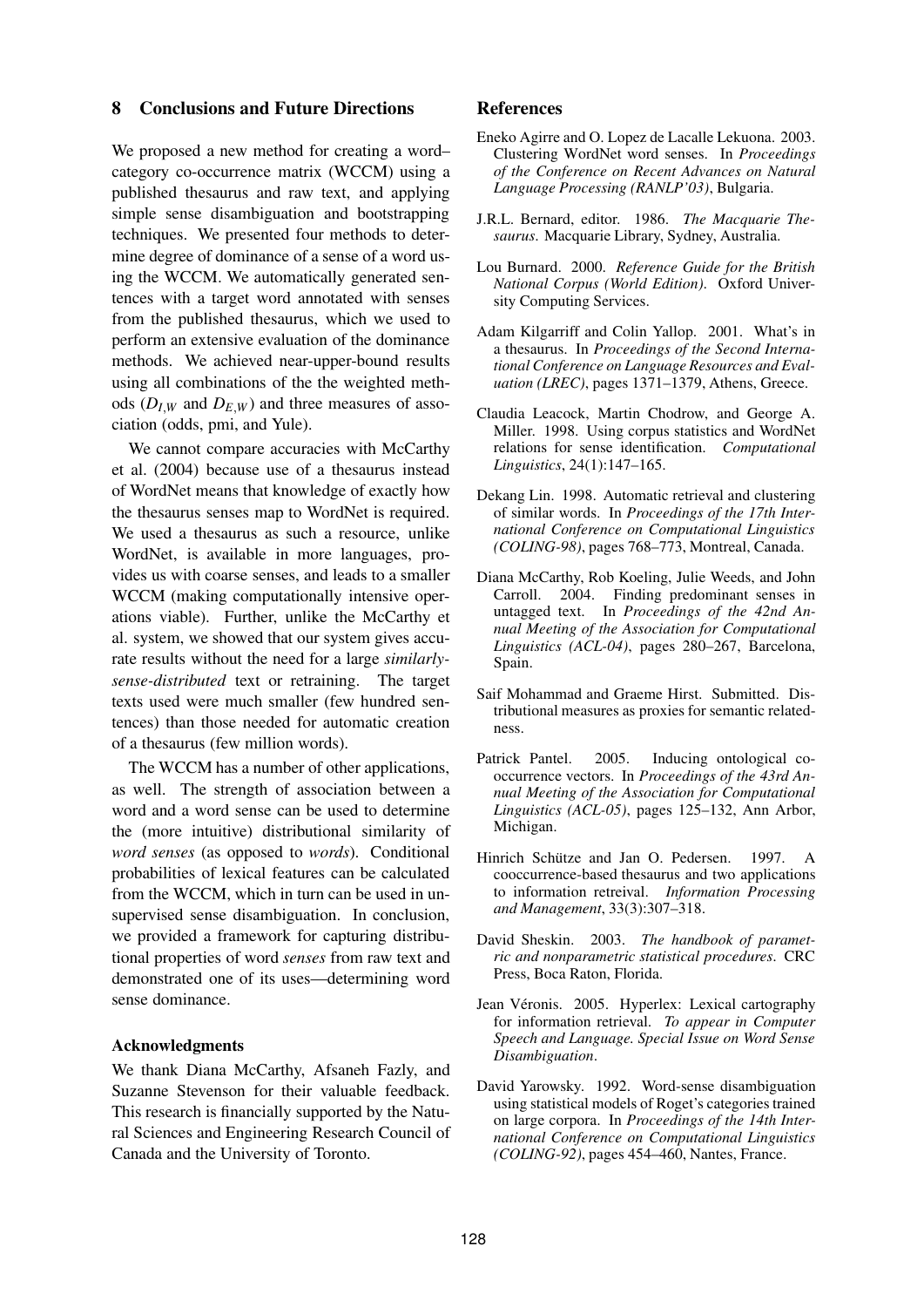## 8 Conclusions and Future Directions

We proposed a new method for creating a word–category co-occurrence matrix (WCCM) using a published thesaurus and raw text, and applying simple sense disambiguation and bootstrapping techniques. We presented four methods to determine degree of dominance of a sense of a word using the WCCM. We automatically generated sentences with a target word annotated with senses from the published thesaurus, which we used to perform an extensive evaluation of the dominance methods. We achieved near-upper-bound results using all combinations of the the weighted methods ($D_{I,W}$ and $D_{E,W}$) and three measures of association (odds, pmi, and Yule).

We cannot compare accuracies with McCarthy et al. (2004) because use of a thesaurus instead of WordNet means that knowledge of exactly how the thesaurus senses map to WordNet is required. We used a thesaurus as such a resource, unlike WordNet, is available in more languages, provides us with coarse senses, and leads to a smaller WCCM (making computationally intensive operations viable). Further, unlike the McCarthy et al. system, we showed that our system gives accurate results without the need for a large *similarly-sense-distributed* text or retraining. The target texts used were much smaller (few hundred sentences) than those needed for automatic creation of a thesaurus (few million words).

The WCCM has a number of other applications, as well. The strength of association between a word and a word sense can be used to determine the (more intuitive) distributional similarity of *word senses* (as opposed to *words*). Conditional probabilities of lexical features can be calculated from the WCCM, which in turn can be used in unsupervised sense disambiguation. In conclusion, we provided a framework for capturing distributional properties of word *senses* from raw text and demonstrated one of its uses—determining word sense dominance.

### Acknowledgments

We thank Diana McCarthy, Afsaneh Fazly, and Suzanne Stevenson for their valuable feedback. This research is financially supported by the Natural Sciences and Engineering Research Council of Canada and the University of Toronto.

## References

Eneko Agirre and O. Lopez de Lacalle Lekuona. 2003. Clustering WordNet word senses. In *Proceedings of the Conference on Recent Advances on Natural Language Processing (RANLP'03)*, Bulgaria.

J.R.L. Bernard, editor. 1986. *The Macquarie Thesaurus*. Macquarie Library, Sydney, Australia.

Lou Burnard. 2000. *Reference Guide for the British National Corpus (World Edition)*. Oxford University Computing Services.

Adam Kilgarriff and Colin Yallop. 2001. What's in a thesaurus. In *Proceedings of the Second International Conference on Language Resources and Evaluation (LREC)*, pages 1371–1379, Athens, Greece.

Claudia Leacock, Martin Chodrow, and George A. Miller. 1998. Using corpus statistics and WordNet relations for sense identification. *Computational Linguistics*, 24(1):147–165.

Dekang Lin. 1998. Automatic retrieval and clustering of similar words. In *Proceedings of the 17th International Conference on Computational Linguistics (COLING-98)*, pages 768–773, Montreal, Canada.

Diana McCarthy, Rob Koeling, Julie Weeds, and John Carroll. 2004. Finding predominant senses in untagged text. In *Proceedings of the 42nd Annual Meeting of the Association for Computational Linguistics (ACL-04)*, pages 280–267, Barcelona, Spain.

Saif Mohammad and Graeme Hirst. Submitted. Distributional measures as proxies for semantic relatedness.

Patrick Pantel. 2005. Inducing ontological co-occurrence vectors. In *Proceedings of the 43rd Annual Meeting of the Association for Computational Linguistics (ACL-05)*, pages 125–132, Ann Arbor, Michigan.

Hinrich Schütze and Jan O. Pedersen. 1997. A cooccurrence-based thesaurus and two applications to information retreival. *Information Processing and Management*, 33(3):307–318.

David Sheskin. 2003. *The handbook of parametric and nonparametric statistical procedures*. CRC Press, Boca Raton, Florida.

Jean Véronis. 2005. Hyperlex: Lexical cartography for information retrieval. *To appear in Computer Speech and Language. Special Issue on Word Sense Disambiguation*.

David Yarowsky. 1992. Word-sense disambiguation using statistical models of Roget's categories trained on large corpora. In *Proceedings of the 14th International Conference on Computational Linguistics (COLING-92)*, pages 454–460, Nantes, France.